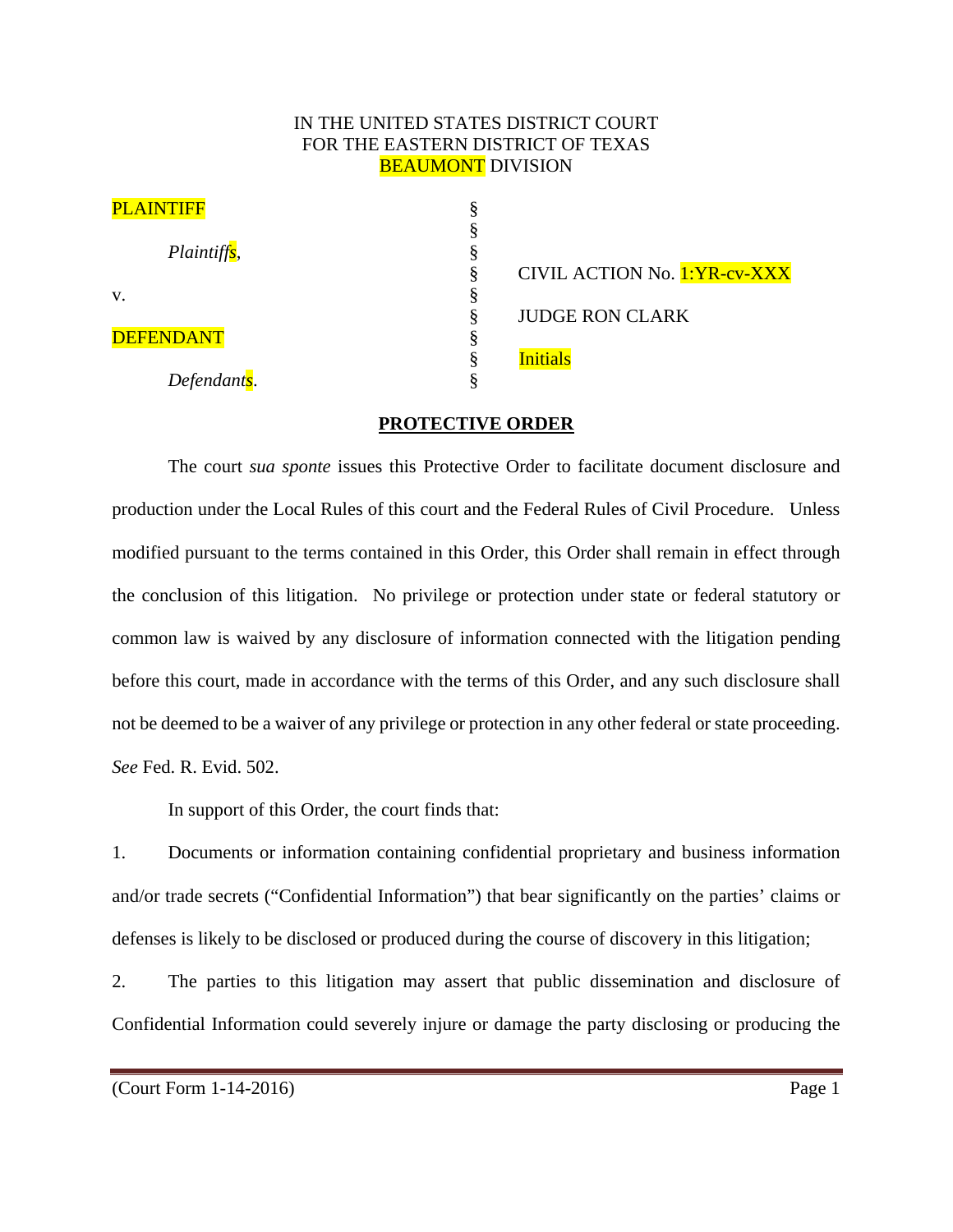IN THE UNITED STATES DISTRICT COURT
FOR THE EASTERN DISTRICT OF TEXAS
BEAUMONT DIVISION

| | | |
|---|---|---|
| PLAINTIFF | § | |
| | § | |
| *Plaintiffs*, | § | |
| | § | CIVIL ACTION No. 1:YR-cv-XXX |
| v. | § | |
| | § | JUDGE RON CLARK |
| DEFENDANT | § | |
| | § | Initials |
| *Defendants*. | § | |

**PROTECTIVE ORDER**

The court *sua sponte* issues this Protective Order to facilitate document disclosure and production under the Local Rules of this court and the Federal Rules of Civil Procedure. Unless modified pursuant to the terms contained in this Order, this Order shall remain in effect through the conclusion of this litigation. No privilege or protection under state or federal statutory or common law is waived by any disclosure of information connected with the litigation pending before this court, made in accordance with the terms of this Order, and any such disclosure shall not be deemed to be a waiver of any privilege or protection in any other federal or state proceeding. *See* Fed. R. Evid. 502.

In support of this Order, the court finds that:

1. Documents or information containing confidential proprietary and business information and/or trade secrets ("Confidential Information") that bear significantly on the parties' claims or defenses is likely to be disclosed or produced during the course of discovery in this litigation;

2. The parties to this litigation may assert that public dissemination and disclosure of Confidential Information could severely injure or damage the party disclosing or producing the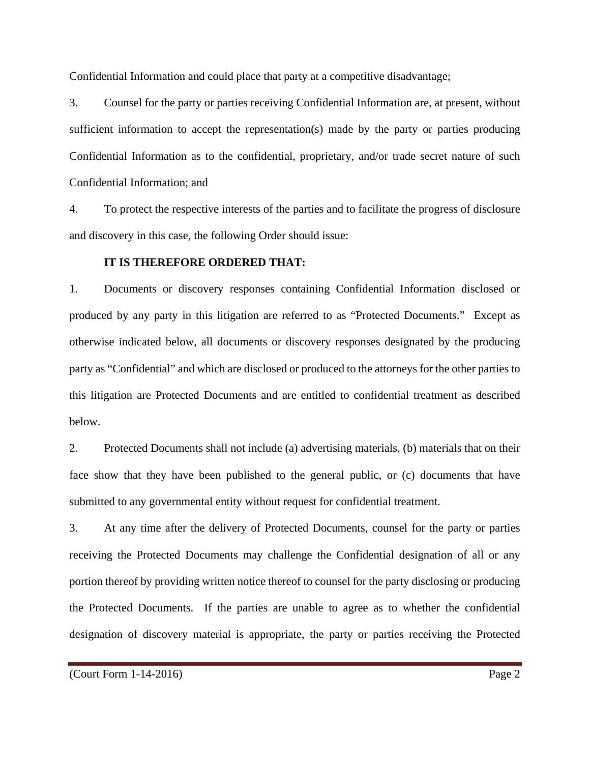Confidential Information and could place that party at a competitive disadvantage;

3. Counsel for the party or parties receiving Confidential Information are, at present, without sufficient information to accept the representation(s) made by the party or parties producing Confidential Information as to the confidential, proprietary, and/or trade secret nature of such Confidential Information; and

4. To protect the respective interests of the parties and to facilitate the progress of disclosure and discovery in this case, the following Order should issue:

**IT IS THEREFORE ORDERED THAT:**

1. Documents or discovery responses containing Confidential Information disclosed or produced by any party in this litigation are referred to as "Protected Documents." Except as otherwise indicated below, all documents or discovery responses designated by the producing party as "Confidential" and which are disclosed or produced to the attorneys for the other parties to this litigation are Protected Documents and are entitled to confidential treatment as described below.

2. Protected Documents shall not include (a) advertising materials, (b) materials that on their face show that they have been published to the general public, or (c) documents that have submitted to any governmental entity without request for confidential treatment.

3. At any time after the delivery of Protected Documents, counsel for the party or parties receiving the Protected Documents may challenge the Confidential designation of all or any portion thereof by providing written notice thereof to counsel for the party disclosing or producing the Protected Documents. If the parties are unable to agree as to whether the confidential designation of discovery material is appropriate, the party or parties receiving the Protected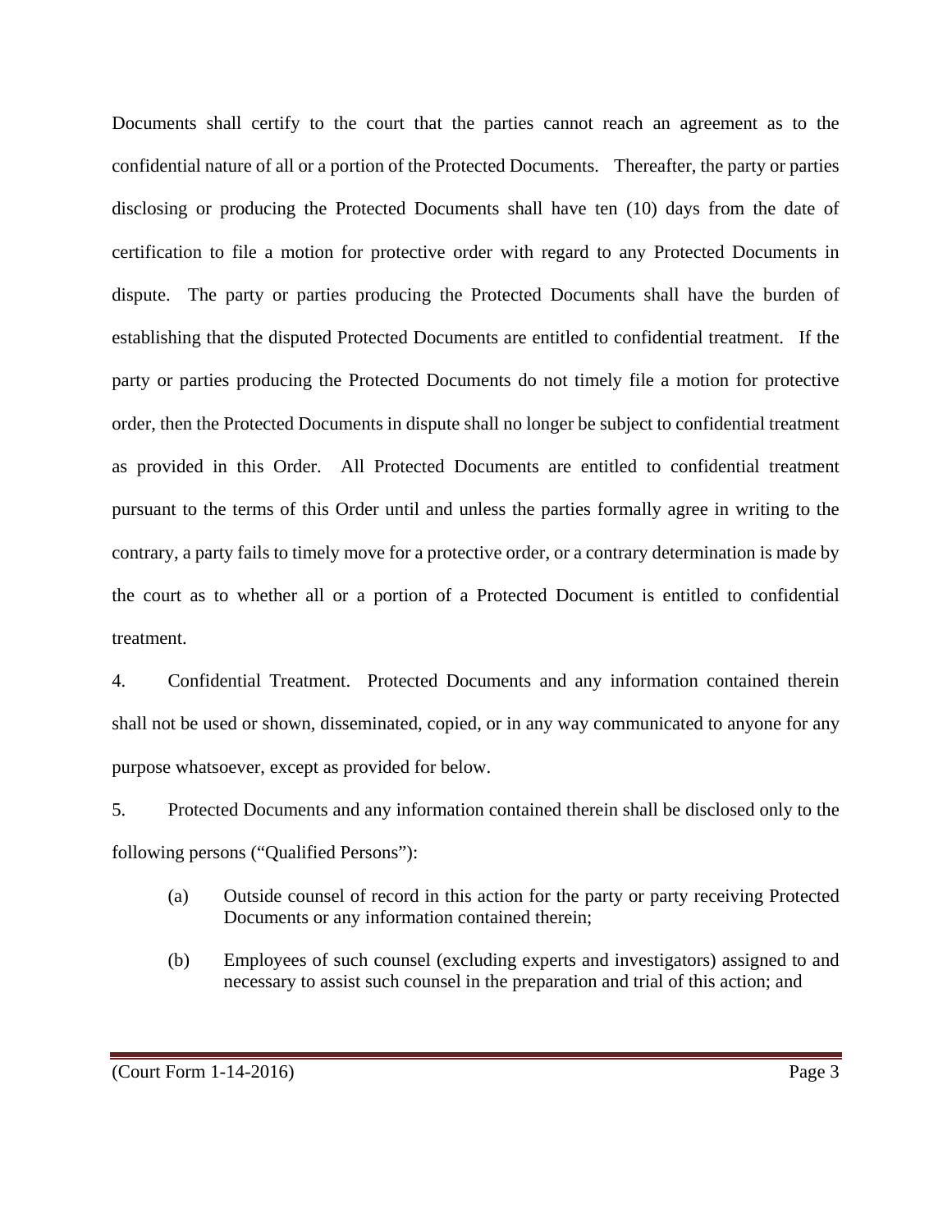Documents shall certify to the court that the parties cannot reach an agreement as to the confidential nature of all or a portion of the Protected Documents. Thereafter, the party or parties disclosing or producing the Protected Documents shall have ten (10) days from the date of certification to file a motion for protective order with regard to any Protected Documents in dispute. The party or parties producing the Protected Documents shall have the burden of establishing that the disputed Protected Documents are entitled to confidential treatment. If the party or parties producing the Protected Documents do not timely file a motion for protective order, then the Protected Documents in dispute shall no longer be subject to confidential treatment as provided in this Order. All Protected Documents are entitled to confidential treatment pursuant to the terms of this Order until and unless the parties formally agree in writing to the contrary, a party fails to timely move for a protective order, or a contrary determination is made by the court as to whether all or a portion of a Protected Document is entitled to confidential treatment.

4. Confidential Treatment. Protected Documents and any information contained therein shall not be used or shown, disseminated, copied, or in any way communicated to anyone for any purpose whatsoever, except as provided for below.

5. Protected Documents and any information contained therein shall be disclosed only to the following persons ("Qualified Persons"):

(a) Outside counsel of record in this action for the party or party receiving Protected Documents or any information contained therein;

(b) Employees of such counsel (excluding experts and investigators) assigned to and necessary to assist such counsel in the preparation and trial of this action; and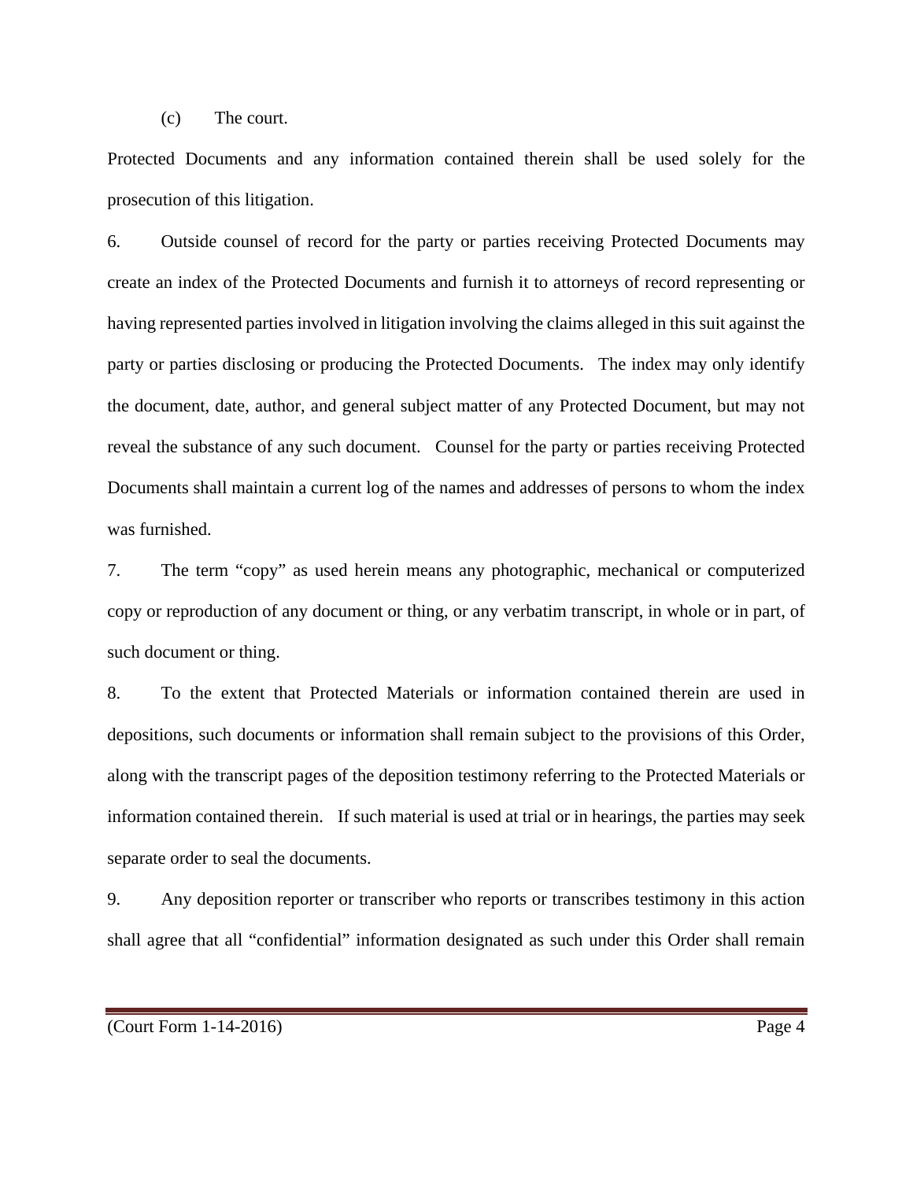(c) The court.

Protected Documents and any information contained therein shall be used solely for the prosecution of this litigation.

6. Outside counsel of record for the party or parties receiving Protected Documents may create an index of the Protected Documents and furnish it to attorneys of record representing or having represented parties involved in litigation involving the claims alleged in this suit against the party or parties disclosing or producing the Protected Documents. The index may only identify the document, date, author, and general subject matter of any Protected Document, but may not reveal the substance of any such document. Counsel for the party or parties receiving Protected Documents shall maintain a current log of the names and addresses of persons to whom the index was furnished.

7. The term "copy" as used herein means any photographic, mechanical or computerized copy or reproduction of any document or thing, or any verbatim transcript, in whole or in part, of such document or thing.

8. To the extent that Protected Materials or information contained therein are used in depositions, such documents or information shall remain subject to the provisions of this Order, along with the transcript pages of the deposition testimony referring to the Protected Materials or information contained therein. If such material is used at trial or in hearings, the parties may seek separate order to seal the documents.

9. Any deposition reporter or transcriber who reports or transcribes testimony in this action shall agree that all "confidential" information designated as such under this Order shall remain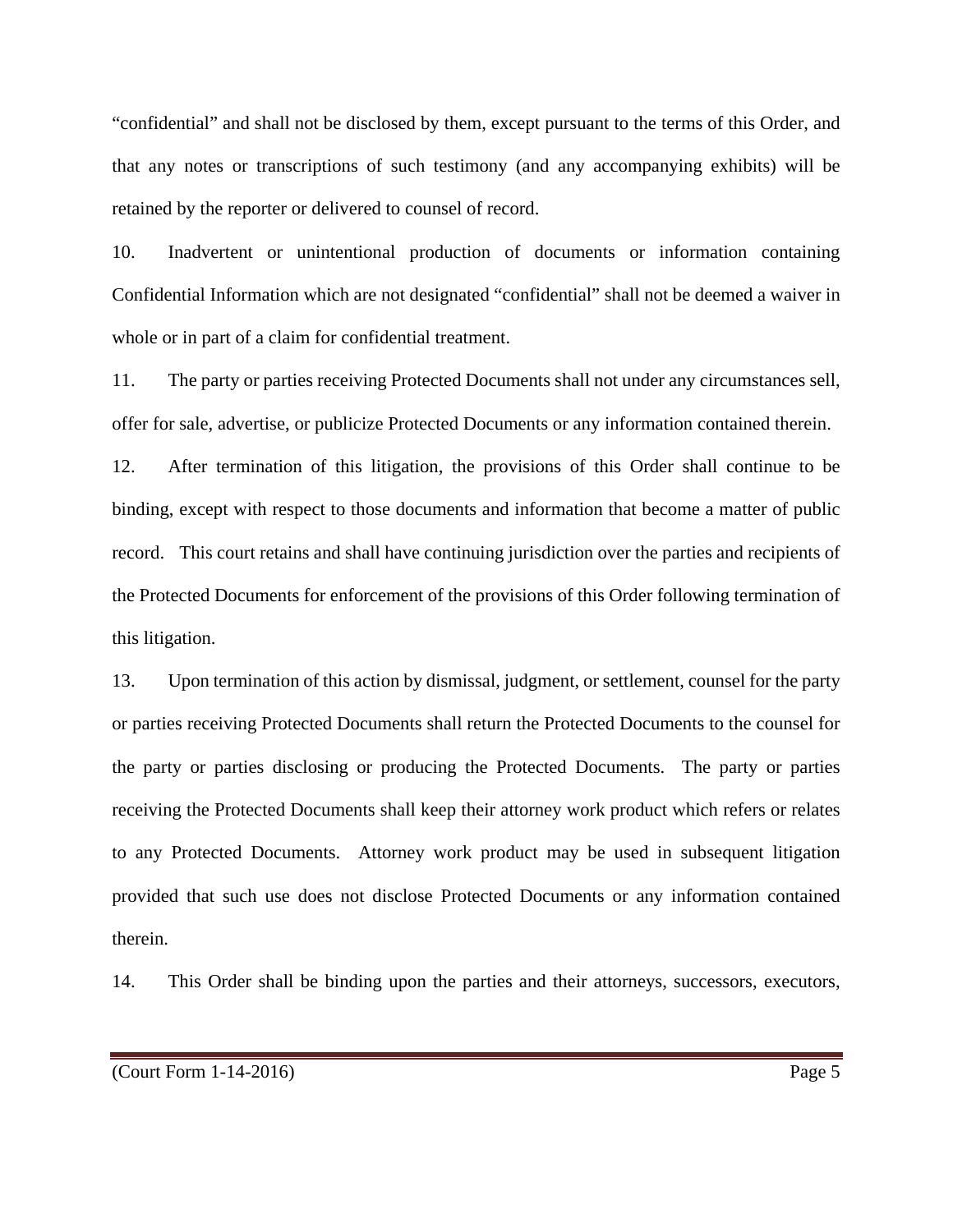"confidential" and shall not be disclosed by them, except pursuant to the terms of this Order, and that any notes or transcriptions of such testimony (and any accompanying exhibits) will be retained by the reporter or delivered to counsel of record.

10. Inadvertent or unintentional production of documents or information containing Confidential Information which are not designated "confidential" shall not be deemed a waiver in whole or in part of a claim for confidential treatment.

11. The party or parties receiving Protected Documents shall not under any circumstances sell, offer for sale, advertise, or publicize Protected Documents or any information contained therein.

12. After termination of this litigation, the provisions of this Order shall continue to be binding, except with respect to those documents and information that become a matter of public record. This court retains and shall have continuing jurisdiction over the parties and recipients of the Protected Documents for enforcement of the provisions of this Order following termination of this litigation.

13. Upon termination of this action by dismissal, judgment, or settlement, counsel for the party or parties receiving Protected Documents shall return the Protected Documents to the counsel for the party or parties disclosing or producing the Protected Documents. The party or parties receiving the Protected Documents shall keep their attorney work product which refers or relates to any Protected Documents. Attorney work product may be used in subsequent litigation provided that such use does not disclose Protected Documents or any information contained therein.

14. This Order shall be binding upon the parties and their attorneys, successors, executors,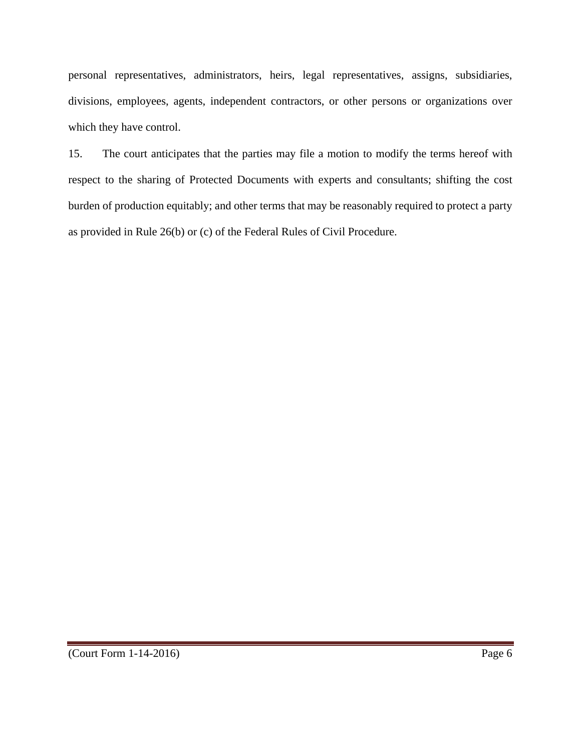personal representatives, administrators, heirs, legal representatives, assigns, subsidiaries, divisions, employees, agents, independent contractors, or other persons or organizations over which they have control.

15. The court anticipates that the parties may file a motion to modify the terms hereof with respect to the sharing of Protected Documents with experts and consultants; shifting the cost burden of production equitably; and other terms that may be reasonably required to protect a party as provided in Rule 26(b) or (c) of the Federal Rules of Civil Procedure.